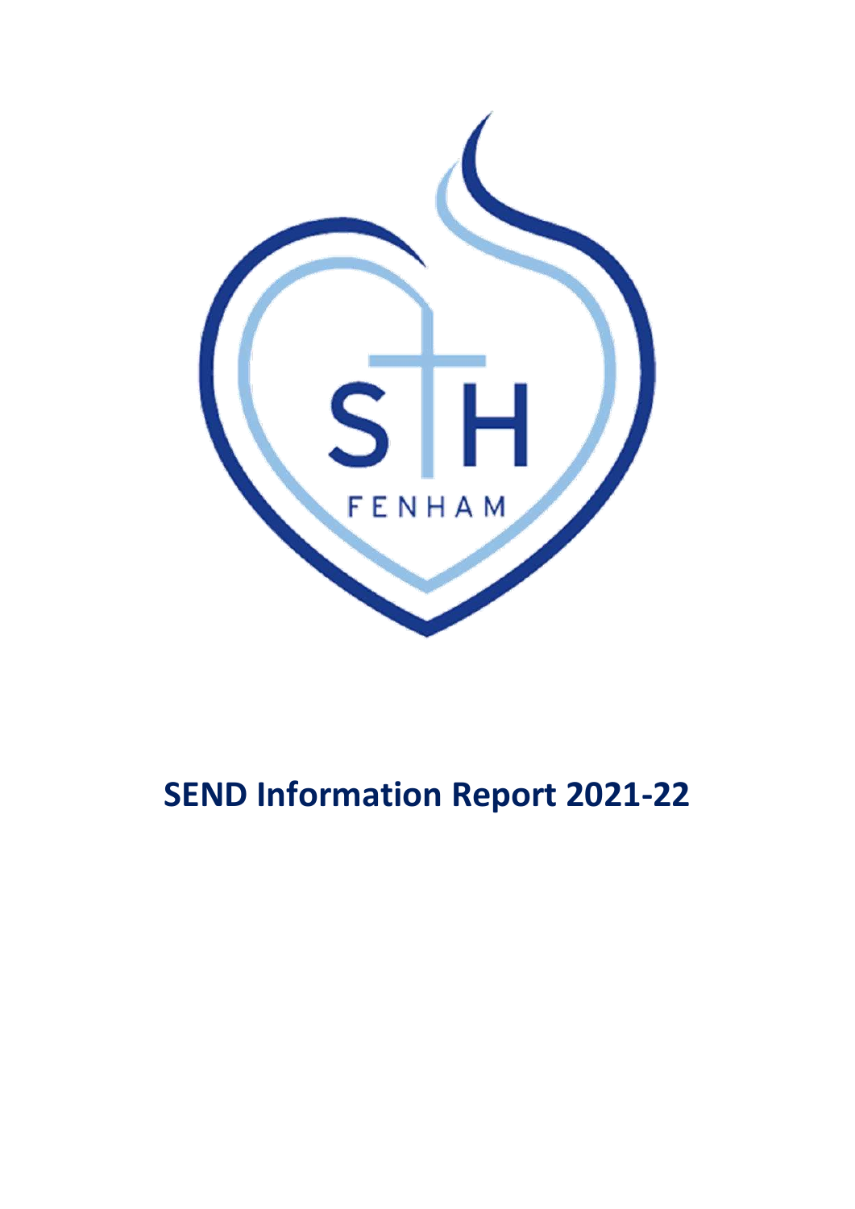# SEND Information Report 2021-22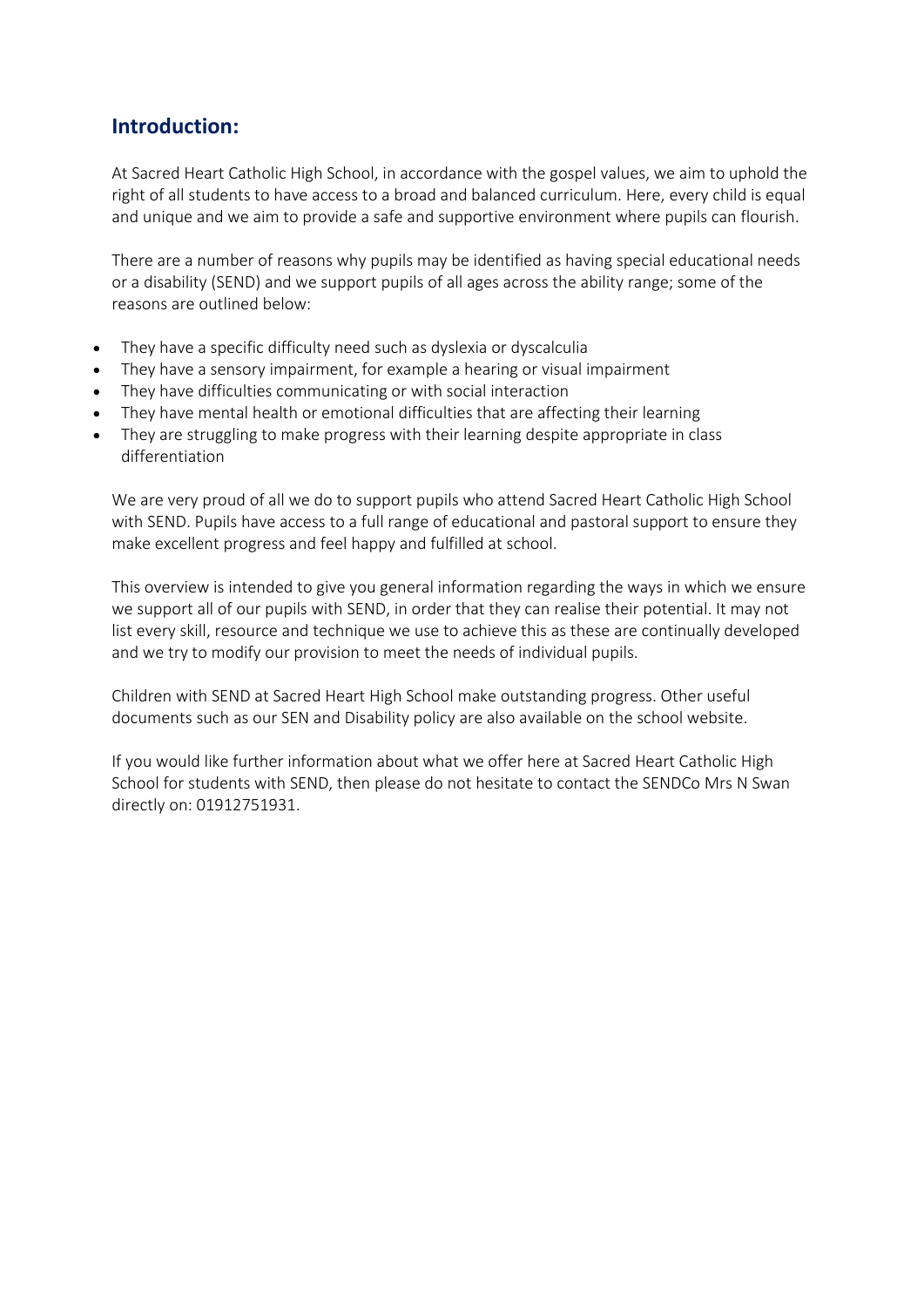## Introduction:

At Sacred Heart Catholic High School, in accordance with the gospel values, we aim to uphold the right of all students to have access to a broad and balanced curriculum. Here, every child is equal and unique and we aim to provide a safe and supportive environment where pupils can flourish.

There are a number of reasons why pupils may be identified as having special educational needs or a disability (SEND) and we support pupils of all ages across the ability range; some of the reasons are outlined below:

- They have a specific difficulty need such as dyslexia or dyscalculia
- They have a sensory impairment, for example a hearing or visual impairment
- They have difficulties communicating or with social interaction
- They have mental health or emotional difficulties that are affecting their learning
- They are struggling to make progress with their learning despite appropriate in class differentiation

We are very proud of all we do to support pupils who attend Sacred Heart Catholic High School with SEND. Pupils have access to a full range of educational and pastoral support to ensure they make excellent progress and feel happy and fulfilled at school.

This overview is intended to give you general information regarding the ways in which we ensure we support all of our pupils with SEND, in order that they can realise their potential. It may not list every skill, resource and technique we use to achieve this as these are continually developed and we try to modify our provision to meet the needs of individual pupils.

Children with SEND at Sacred Heart High School make outstanding progress. Other useful documents such as our SEN and Disability policy are also available on the school website.

If you would like further information about what we offer here at Sacred Heart Catholic High School for students with SEND, then please do not hesitate to contact the SENDCo Mrs N Swan directly on: 01912751931.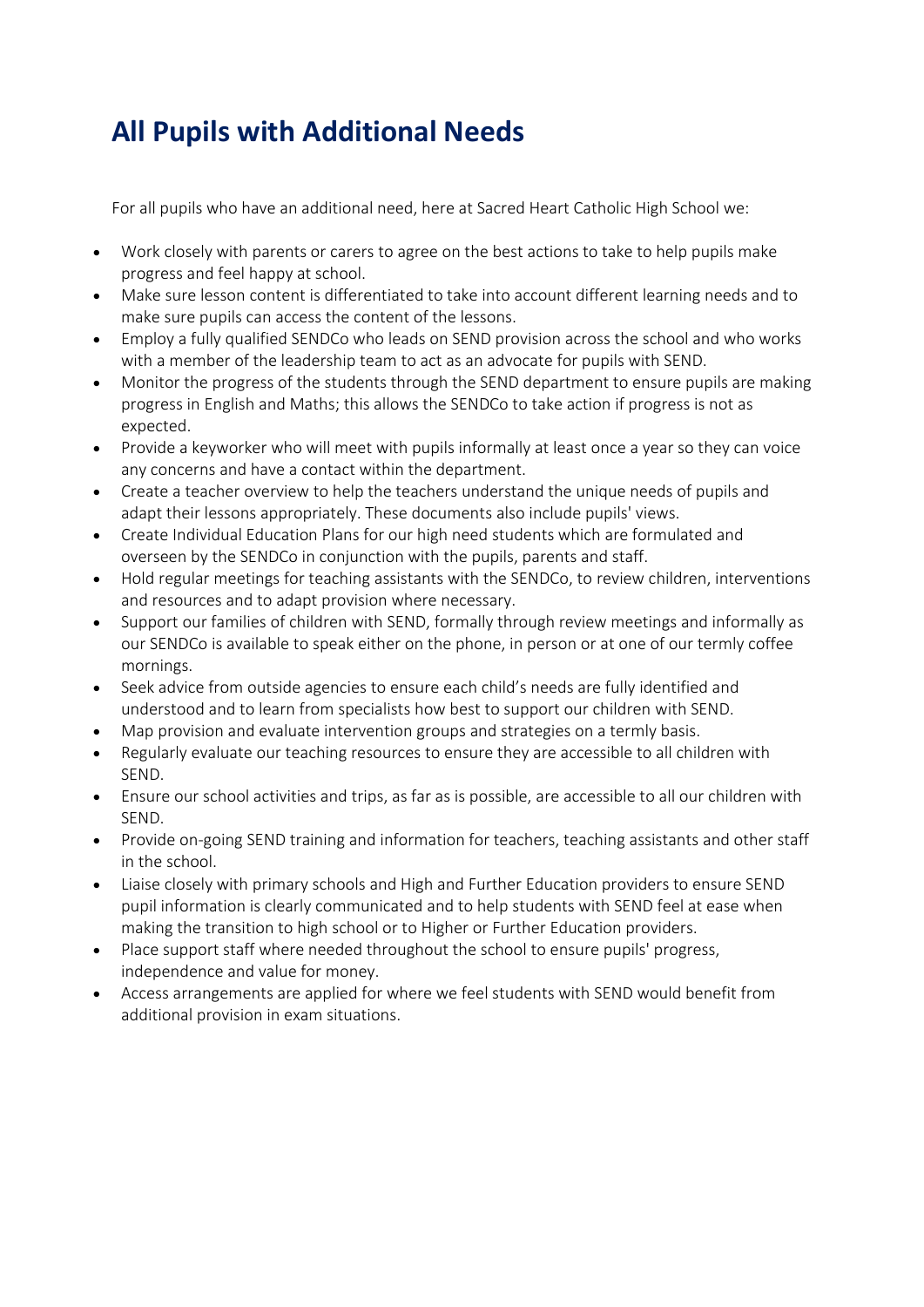# All Pupils with Additional Needs

For all pupils who have an additional need, here at Sacred Heart Catholic High School we:

- Work closely with parents or carers to agree on the best actions to take to help pupils make progress and feel happy at school.
- Make sure lesson content is differentiated to take into account different learning needs and to make sure pupils can access the content of the lessons.
- Employ a fully qualified SENDCo who leads on SEND provision across the school and who works with a member of the leadership team to act as an advocate for pupils with SEND.
- Monitor the progress of the students through the SEND department to ensure pupils are making progress in English and Maths; this allows the SENDCo to take action if progress is not as expected.
- Provide a keyworker who will meet with pupils informally at least once a year so they can voice any concerns and have a contact within the department.
- Create a teacher overview to help the teachers understand the unique needs of pupils and adapt their lessons appropriately. These documents also include pupils' views.
- Create Individual Education Plans for our high need students which are formulated and overseen by the SENDCo in conjunction with the pupils, parents and staff.
- Hold regular meetings for teaching assistants with the SENDCo, to review children, interventions and resources and to adapt provision where necessary.
- Support our families of children with SEND, formally through review meetings and informally as our SENDCo is available to speak either on the phone, in person or at one of our termly coffee mornings.
- Seek advice from outside agencies to ensure each child's needs are fully identified and understood and to learn from specialists how best to support our children with SEND.
- Map provision and evaluate intervention groups and strategies on a termly basis.
- Regularly evaluate our teaching resources to ensure they are accessible to all children with SEND.
- Ensure our school activities and trips, as far as is possible, are accessible to all our children with SEND.
- Provide on-going SEND training and information for teachers, teaching assistants and other staff in the school.
- Liaise closely with primary schools and High and Further Education providers to ensure SEND pupil information is clearly communicated and to help students with SEND feel at ease when making the transition to high school or to Higher or Further Education providers.
- Place support staff where needed throughout the school to ensure pupils' progress, independence and value for money.
- Access arrangements are applied for where we feel students with SEND would benefit from additional provision in exam situations.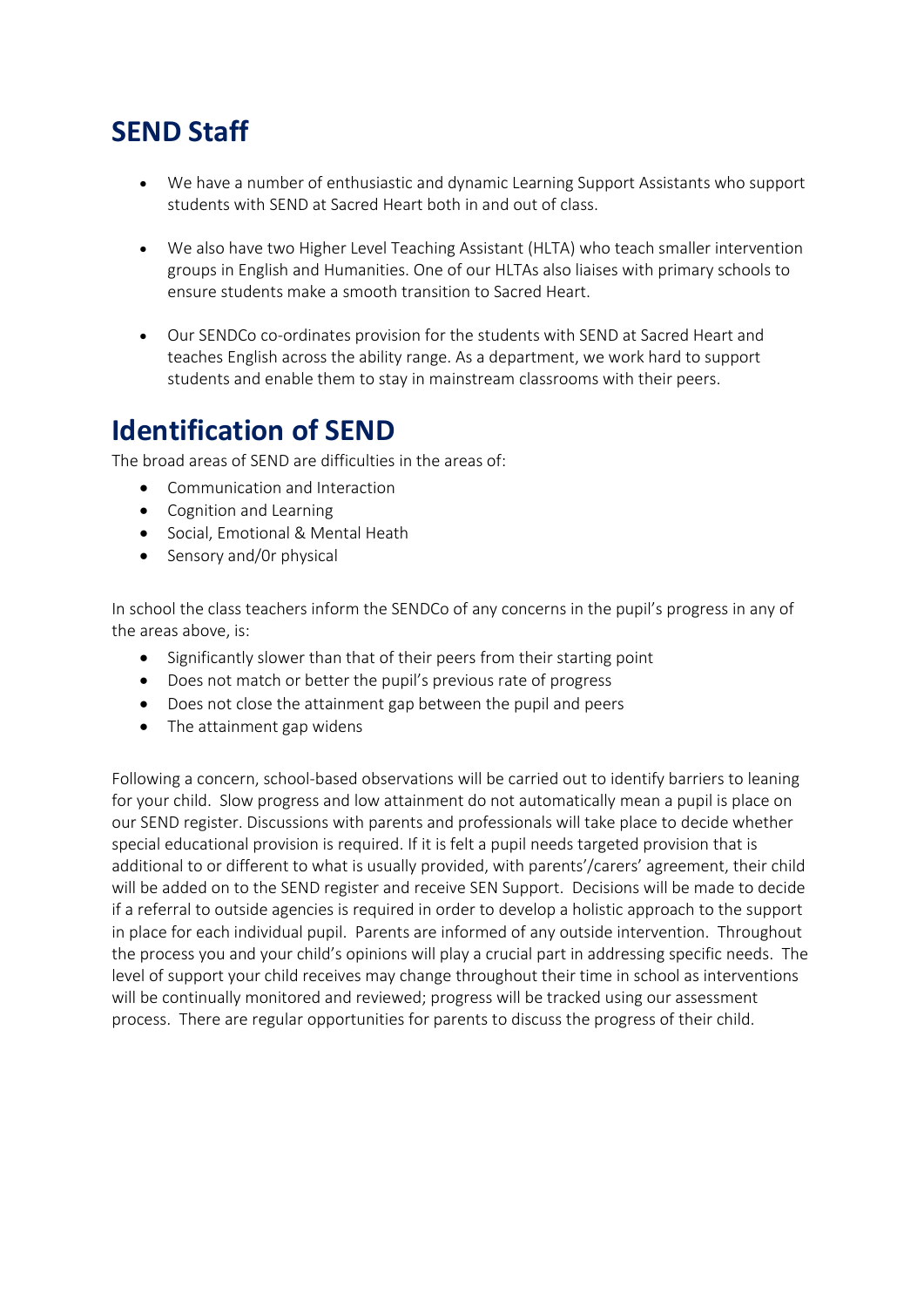## SEND Staff

- We have a number of enthusiastic and dynamic Learning Support Assistants who support students with SEND at Sacred Heart both in and out of class.

- We also have two Higher Level Teaching Assistant (HLTA) who teach smaller intervention groups in English and Humanities. One of our HLTAs also liaises with primary schools to ensure students make a smooth transition to Sacred Heart.

- Our SENDCo co-ordinates provision for the students with SEND at Sacred Heart and teaches English across the ability range. As a department, we work hard to support students and enable them to stay in mainstream classrooms with their peers.

## Identification of SEND

The broad areas of SEND are difficulties in the areas of:

- Communication and Interaction
- Cognition and Learning
- Social, Emotional & Mental Heath
- Sensory and/0r physical

In school the class teachers inform the SENDCo of any concerns in the pupil's progress in any of the areas above, is:

- Significantly slower than that of their peers from their starting point
- Does not match or better the pupil's previous rate of progress
- Does not close the attainment gap between the pupil and peers
- The attainment gap widens

Following a concern, school-based observations will be carried out to identify barriers to leaning for your child. Slow progress and low attainment do not automatically mean a pupil is place on our SEND register. Discussions with parents and professionals will take place to decide whether special educational provision is required. If it is felt a pupil needs targeted provision that is additional to or different to what is usually provided, with parents'/carers' agreement, their child will be added on to the SEND register and receive SEN Support. Decisions will be made to decide if a referral to outside agencies is required in order to develop a holistic approach to the support in place for each individual pupil. Parents are informed of any outside intervention. Throughout the process you and your child's opinions will play a crucial part in addressing specific needs. The level of support your child receives may change throughout their time in school as interventions will be continually monitored and reviewed; progress will be tracked using our assessment process. There are regular opportunities for parents to discuss the progress of their child.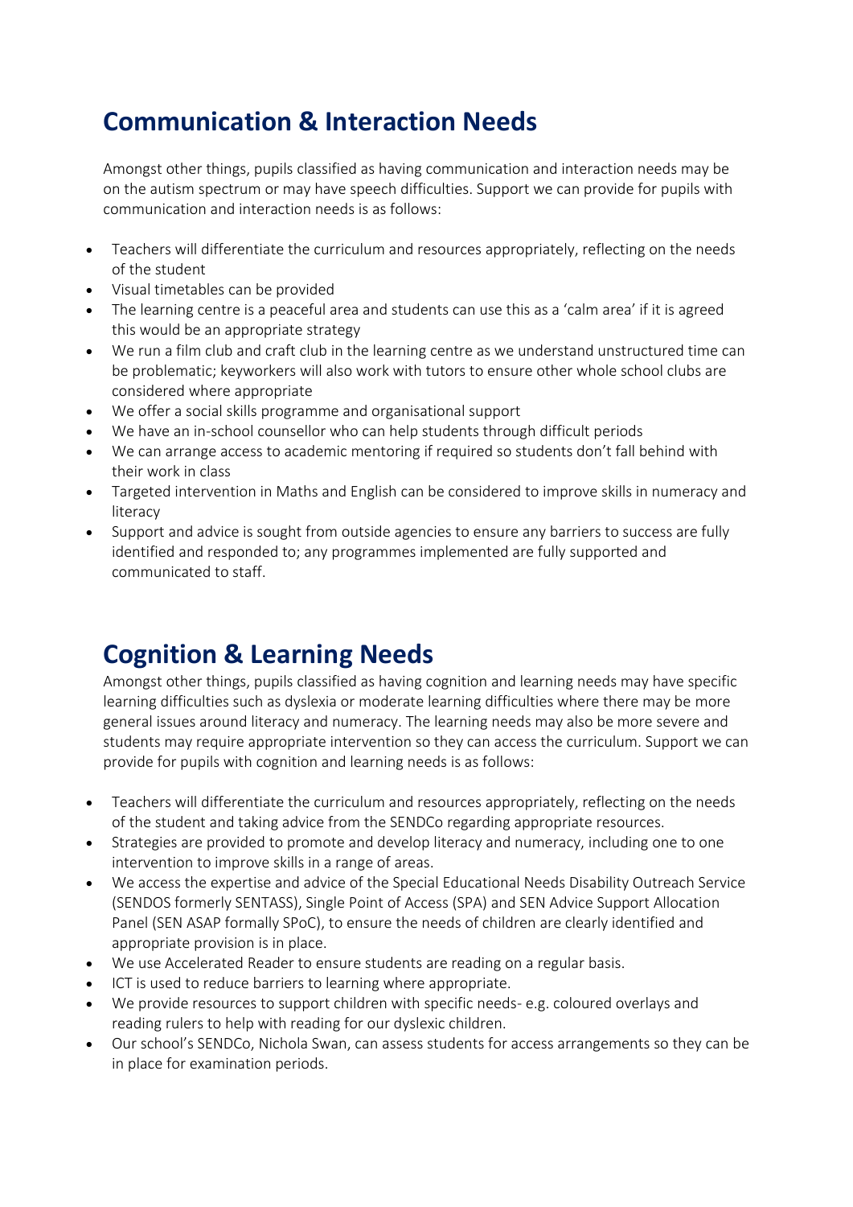## Communication & Interaction Needs

Amongst other things, pupils classified as having communication and interaction needs may be on the autism spectrum or may have speech difficulties. Support we can provide for pupils with communication and interaction needs is as follows:

- Teachers will differentiate the curriculum and resources appropriately, reflecting on the needs of the student
- Visual timetables can be provided
- The learning centre is a peaceful area and students can use this as a 'calm area' if it is agreed this would be an appropriate strategy
- We run a film club and craft club in the learning centre as we understand unstructured time can be problematic; keyworkers will also work with tutors to ensure other whole school clubs are considered where appropriate
- We offer a social skills programme and organisational support
- We have an in-school counsellor who can help students through difficult periods
- We can arrange access to academic mentoring if required so students don't fall behind with their work in class
- Targeted intervention in Maths and English can be considered to improve skills in numeracy and literacy
- Support and advice is sought from outside agencies to ensure any barriers to success are fully identified and responded to; any programmes implemented are fully supported and communicated to staff.

## Cognition & Learning Needs

Amongst other things, pupils classified as having cognition and learning needs may have specific learning difficulties such as dyslexia or moderate learning difficulties where there may be more general issues around literacy and numeracy. The learning needs may also be more severe and students may require appropriate intervention so they can access the curriculum. Support we can provide for pupils with cognition and learning needs is as follows:

- Teachers will differentiate the curriculum and resources appropriately, reflecting on the needs of the student and taking advice from the SENDCo regarding appropriate resources.
- Strategies are provided to promote and develop literacy and numeracy, including one to one intervention to improve skills in a range of areas.
- We access the expertise and advice of the Special Educational Needs Disability Outreach Service (SENDOS formerly SENTASS), Single Point of Access (SPA) and SEN Advice Support Allocation Panel (SEN ASAP formally SPoC), to ensure the needs of children are clearly identified and appropriate provision is in place.
- We use Accelerated Reader to ensure students are reading on a regular basis.
- ICT is used to reduce barriers to learning where appropriate.
- We provide resources to support children with specific needs- e.g. coloured overlays and reading rulers to help with reading for our dyslexic children.
- Our school's SENDCo, Nichola Swan, can assess students for access arrangements so they can be in place for examination periods.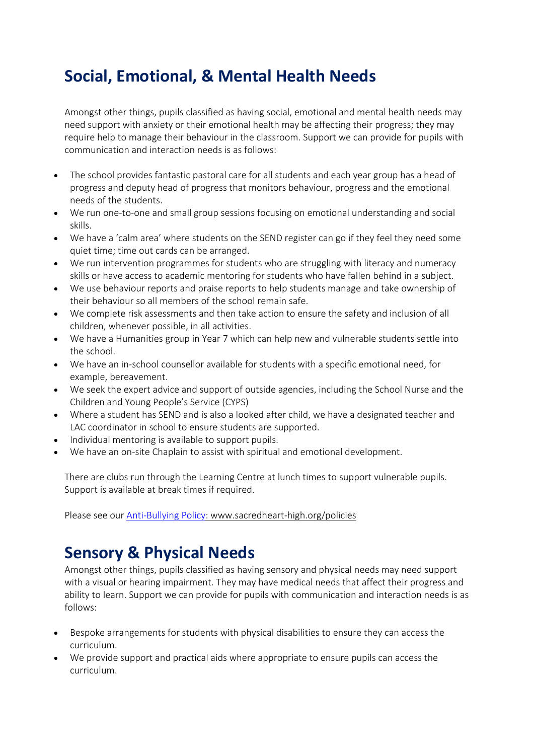## Social, Emotional, & Mental Health Needs

Amongst other things, pupils classified as having social, emotional and mental health needs may need support with anxiety or their emotional health may be affecting their progress; they may require help to manage their behaviour in the classroom. Support we can provide for pupils with communication and interaction needs is as follows:

- The school provides fantastic pastoral care for all students and each year group has a head of progress and deputy head of progress that monitors behaviour, progress and the emotional needs of the students.
- We run one-to-one and small group sessions focusing on emotional understanding and social skills.
- We have a 'calm area' where students on the SEND register can go if they feel they need some quiet time; time out cards can be arranged.
- We run intervention programmes for students who are struggling with literacy and numeracy skills or have access to academic mentoring for students who have fallen behind in a subject.
- We use behaviour reports and praise reports to help students manage and take ownership of their behaviour so all members of the school remain safe.
- We complete risk assessments and then take action to ensure the safety and inclusion of all children, whenever possible, in all activities.
- We have a Humanities group in Year 7 which can help new and vulnerable students settle into the school.
- We have an in-school counsellor available for students with a specific emotional need, for example, bereavement.
- We seek the expert advice and support of outside agencies, including the School Nurse and the Children and Young People's Service (CYPS)
- Where a student has SEND and is also a looked after child, we have a designated teacher and LAC coordinator in school to ensure students are supported.
- Individual mentoring is available to support pupils.
- We have an on-site Chaplain to assist with spiritual and emotional development.

There are clubs run through the Learning Centre at lunch times to support vulnerable pupils. Support is available at break times if required.

Please see our [Anti-Bullying Policy: www.sacredheart-high.org/policies](www.sacredheart-high.org/policies)

## Sensory & Physical Needs

Amongst other things, pupils classified as having sensory and physical needs may need support with a visual or hearing impairment. They may have medical needs that affect their progress and ability to learn. Support we can provide for pupils with communication and interaction needs is as follows:

- Bespoke arrangements for students with physical disabilities to ensure they can access the curriculum.
- We provide support and practical aids where appropriate to ensure pupils can access the curriculum.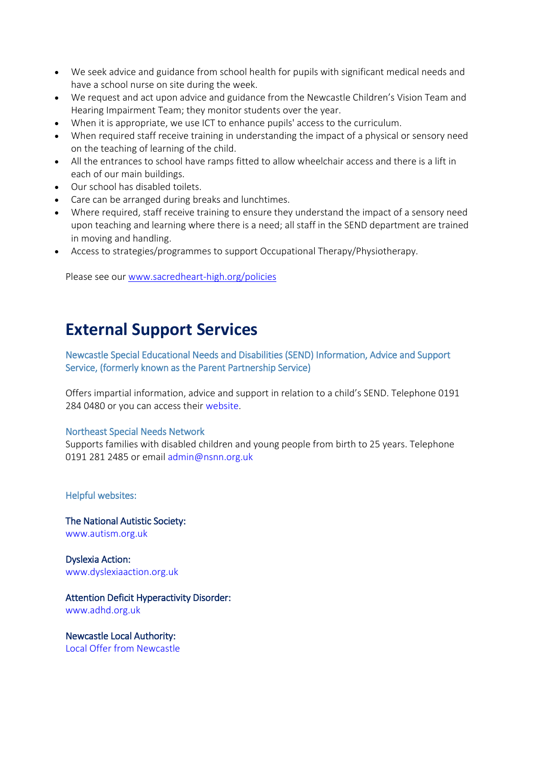- We seek advice and guidance from school health for pupils with significant medical needs and have a school nurse on site during the week.
- We request and act upon advice and guidance from the Newcastle Children's Vision Team and Hearing Impairment Team; they monitor students over the year.
- When it is appropriate, we use ICT to enhance pupils' access to the curriculum.
- When required staff receive training in understanding the impact of a physical or sensory need on the teaching of learning of the child.
- All the entrances to school have ramps fitted to allow wheelchair access and there is a lift in each of our main buildings.
- Our school has disabled toilets.
- Care can be arranged during breaks and lunchtimes.
- Where required, staff receive training to ensure they understand the impact of a sensory need upon teaching and learning where there is a need; all staff in the SEND department are trained in moving and handling.
- Access to strategies/programmes to support Occupational Therapy/Physiotherapy.

Please see our www.sacredheart-high.org/policies

# External Support Services

### Newcastle Special Educational Needs and Disabilities (SEND) Information, Advice and Support Service, (formerly known as the Parent Partnership Service)

Offers impartial information, advice and support in relation to a child's SEND. Telephone 0191 284 0480 or you can access their website.

### Northeast Special Needs Network

Supports families with disabled children and young people from birth to 25 years. Telephone 0191 281 2485 or email admin@nsnn.org.uk

### Helpful websites:

**The National Autistic Society:**
www.autism.org.uk

**Dyslexia Action:**
www.dyslexiaaction.org.uk

**Attention Deficit Hyperactivity Disorder:**
www.adhd.org.uk

**Newcastle Local Authority:**
Local Offer from Newcastle